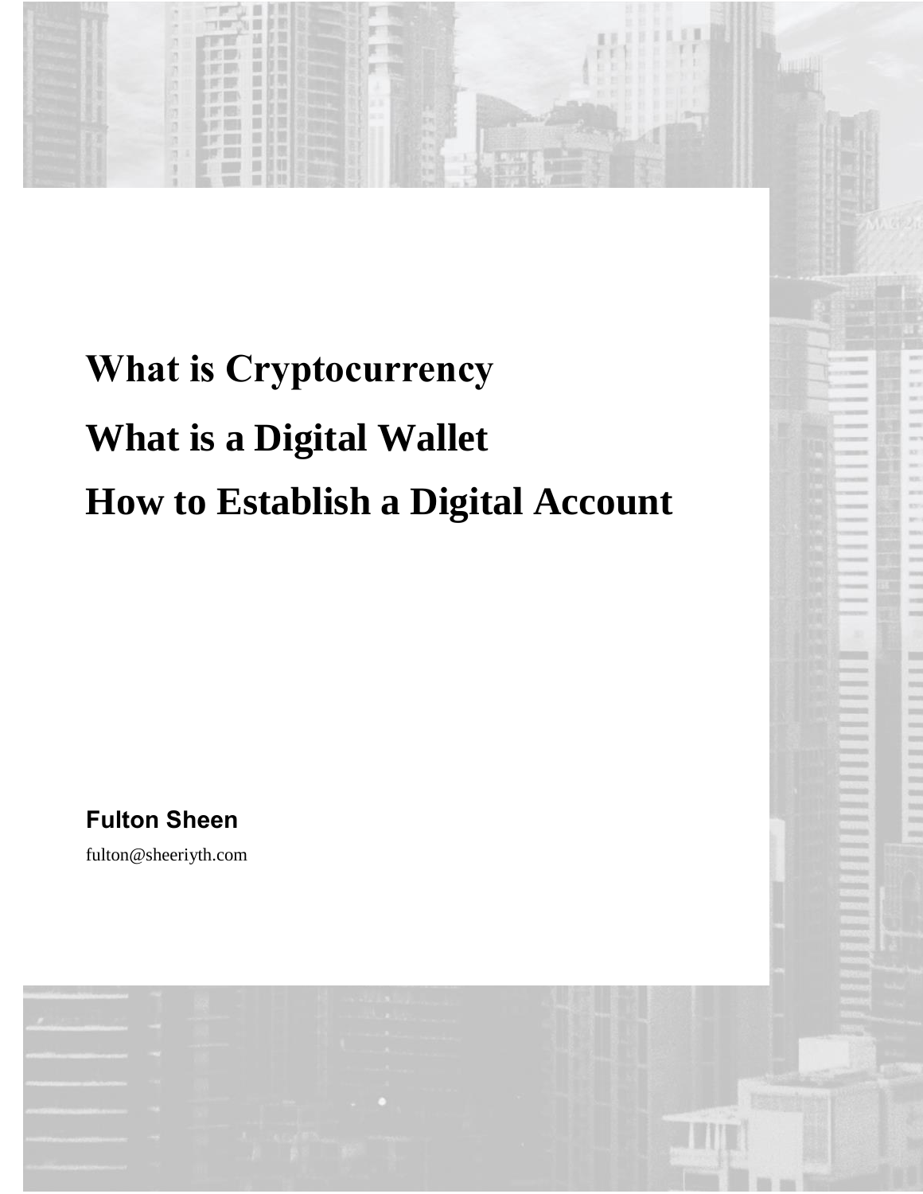# What is Cryptocurrency

# What is a Digital Wallet

# How to Establish a Digital Account

**Fulton Sheen**

fulton@sheeriyth.com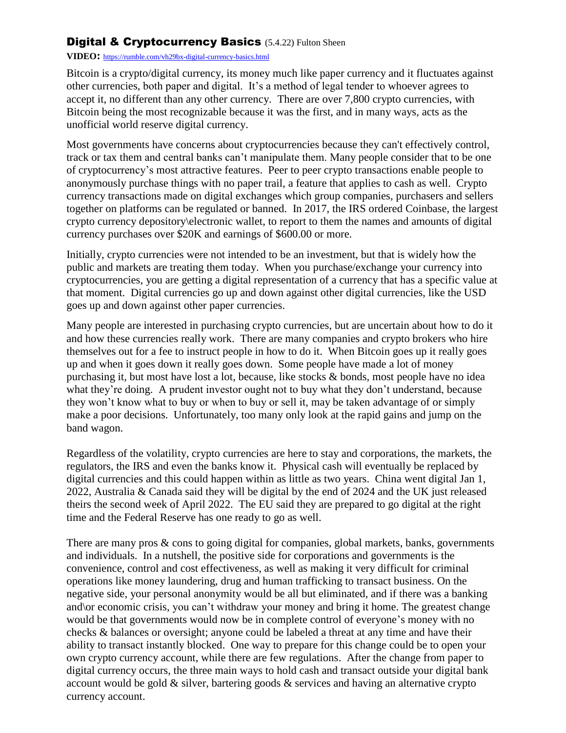## Digital & Cryptocurrency Basics (5.4.22) Fulton Sheen

**VIDEO:** https://rumble.com/vh29bx-digital-currency-basics.html

Bitcoin is a crypto/digital currency, its money much like paper currency and it fluctuates against other currencies, both paper and digital. It's a method of legal tender to whoever agrees to accept it, no different than any other currency. There are over 7,800 crypto currencies, with Bitcoin being the most recognizable because it was the first, and in many ways, acts as the unofficial world reserve digital currency.

Most governments have concerns about cryptocurrencies because they can't effectively control, track or tax them and central banks can't manipulate them. Many people consider that to be one of cryptocurrency's most attractive features. Peer to peer crypto transactions enable people to anonymously purchase things with no paper trail, a feature that applies to cash as well. Crypto currency transactions made on digital exchanges which group companies, purchasers and sellers together on platforms can be regulated or banned. In 2017, the IRS ordered Coinbase, the largest crypto currency depository\electronic wallet, to report to them the names and amounts of digital currency purchases over $20K and earnings of $600.00 or more.

Initially, crypto currencies were not intended to be an investment, but that is widely how the public and markets are treating them today. When you purchase/exchange your currency into cryptocurrencies, you are getting a digital representation of a currency that has a specific value at that moment. Digital currencies go up and down against other digital currencies, like the USD goes up and down against other paper currencies.

Many people are interested in purchasing crypto currencies, but are uncertain about how to do it and how these currencies really work. There are many companies and crypto brokers who hire themselves out for a fee to instruct people in how to do it. When Bitcoin goes up it really goes up and when it goes down it really goes down. Some people have made a lot of money purchasing it, but most have lost a lot, because, like stocks & bonds, most people have no idea what they're doing. A prudent investor ought not to buy what they don't understand, because they won't know what to buy or when to buy or sell it, may be taken advantage of or simply make a poor decisions. Unfortunately, too many only look at the rapid gains and jump on the band wagon.

Regardless of the volatility, crypto currencies are here to stay and corporations, the markets, the regulators, the IRS and even the banks know it. Physical cash will eventually be replaced by digital currencies and this could happen within as little as two years. China went digital Jan 1, 2022, Australia & Canada said they will be digital by the end of 2024 and the UK just released theirs the second week of April 2022. The EU said they are prepared to go digital at the right time and the Federal Reserve has one ready to go as well.

There are many pros & cons to going digital for companies, global markets, banks, governments and individuals. In a nutshell, the positive side for corporations and governments is the convenience, control and cost effectiveness, as well as making it very difficult for criminal operations like money laundering, drug and human trafficking to transact business. On the negative side, your personal anonymity would be all but eliminated, and if there was a banking and\or economic crisis, you can't withdraw your money and bring it home. The greatest change would be that governments would now be in complete control of everyone's money with no checks & balances or oversight; anyone could be labeled a threat at any time and have their ability to transact instantly blocked. One way to prepare for this change could be to open your own crypto currency account, while there are few regulations. After the change from paper to digital currency occurs, the three main ways to hold cash and transact outside your digital bank account would be gold & silver, bartering goods & services and having an alternative crypto currency account.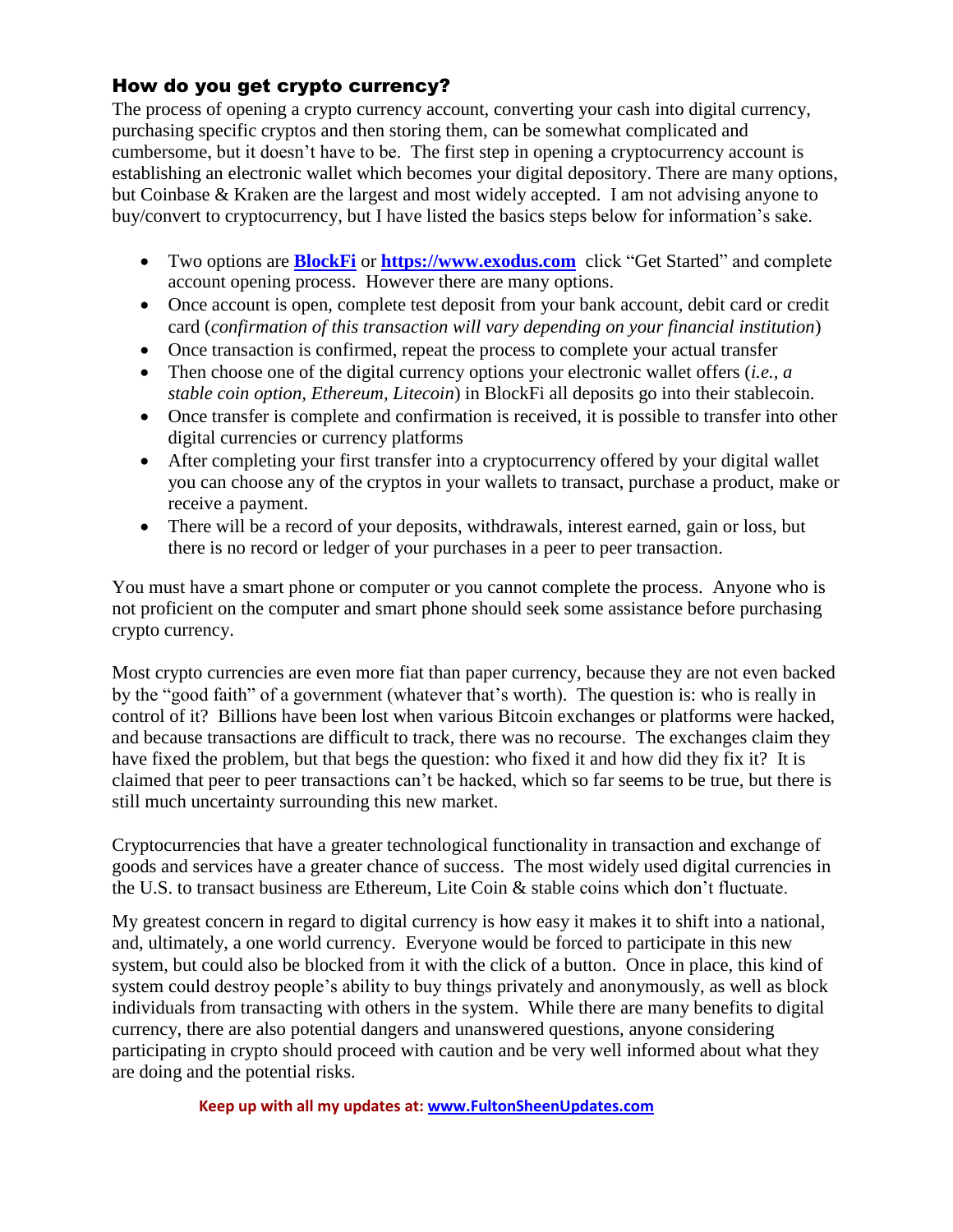## How do you get crypto currency?

The process of opening a crypto currency account, converting your cash into digital currency, purchasing specific cryptos and then storing them, can be somewhat complicated and cumbersome, but it doesn't have to be. The first step in opening a cryptocurrency account is establishing an electronic wallet which becomes your digital depository. There are many options, but Coinbase & Kraken are the largest and most widely accepted. I am not advising anyone to buy/convert to cryptocurrency, but I have listed the basics steps below for information's sake.

- Two options are **BlockFi** or **https://www.exodus.com** click "Get Started" and complete account opening process. However there are many options.
- Once account is open, complete test deposit from your bank account, debit card or credit card (*confirmation of this transaction will vary depending on your financial institution*)
- Once transaction is confirmed, repeat the process to complete your actual transfer
- Then choose one of the digital currency options your electronic wallet offers (*i.e., a stable coin option, Ethereum, Litecoin*) in BlockFi all deposits go into their stablecoin.
- Once transfer is complete and confirmation is received, it is possible to transfer into other digital currencies or currency platforms
- After completing your first transfer into a cryptocurrency offered by your digital wallet you can choose any of the cryptos in your wallets to transact, purchase a product, make or receive a payment.
- There will be a record of your deposits, withdrawals, interest earned, gain or loss, but there is no record or ledger of your purchases in a peer to peer transaction.

You must have a smart phone or computer or you cannot complete the process. Anyone who is not proficient on the computer and smart phone should seek some assistance before purchasing crypto currency.

Most crypto currencies are even more fiat than paper currency, because they are not even backed by the "good faith" of a government (whatever that's worth). The question is: who is really in control of it? Billions have been lost when various Bitcoin exchanges or platforms were hacked, and because transactions are difficult to track, there was no recourse. The exchanges claim they have fixed the problem, but that begs the question: who fixed it and how did they fix it? It is claimed that peer to peer transactions can't be hacked, which so far seems to be true, but there is still much uncertainty surrounding this new market.

Cryptocurrencies that have a greater technological functionality in transaction and exchange of goods and services have a greater chance of success. The most widely used digital currencies in the U.S. to transact business are Ethereum, Lite Coin & stable coins which don't fluctuate.

My greatest concern in regard to digital currency is how easy it makes it to shift into a national, and, ultimately, a one world currency. Everyone would be forced to participate in this new system, but could also be blocked from it with the click of a button. Once in place, this kind of system could destroy people's ability to buy things privately and anonymously, as well as block individuals from transacting with others in the system. While there are many benefits to digital currency, there are also potential dangers and unanswered questions, anyone considering participating in crypto should proceed with caution and be very well informed about what they are doing and the potential risks.

**Keep up with all my updates at: www.FultonSheenUpdates.com**